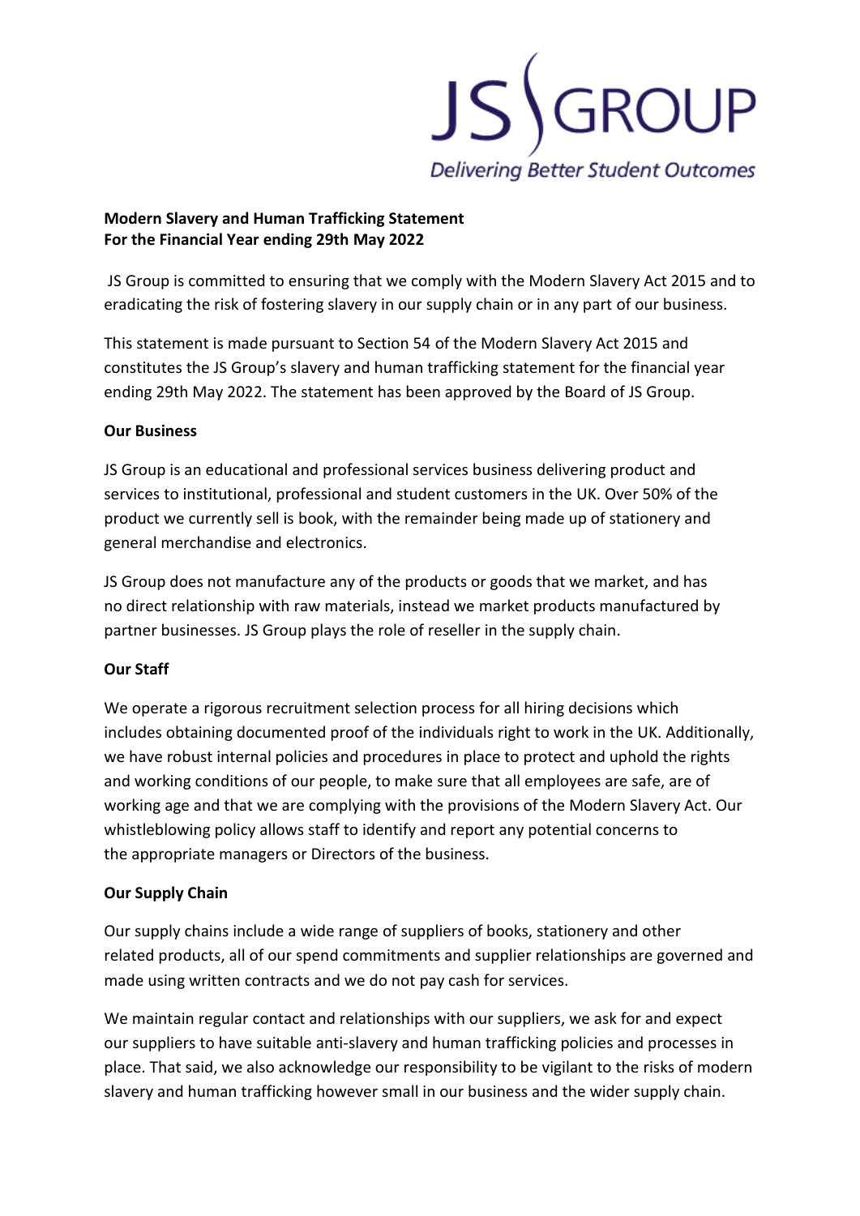JS GROUP

*Delivering Better Student Outcomes*

**Modern Slavery and Human Trafficking Statement**
**For the Financial Year ending 29th May 2022**

JS Group is committed to ensuring that we comply with the Modern Slavery Act 2015 and to eradicating the risk of fostering slavery in our supply chain or in any part of our business.

This statement is made pursuant to Section 54 of the Modern Slavery Act 2015 and constitutes the JS Group's slavery and human trafficking statement for the financial year ending 29th May 2022. The statement has been approved by the Board of JS Group.

**Our Business**

JS Group is an educational and professional services business delivering product and services to institutional, professional and student customers in the UK. Over 50% of the product we currently sell is book, with the remainder being made up of stationery and general merchandise and electronics.

JS Group does not manufacture any of the products or goods that we market, and has no direct relationship with raw materials, instead we market products manufactured by partner businesses. JS Group plays the role of reseller in the supply chain.

**Our Staff**

We operate a rigorous recruitment selection process for all hiring decisions which includes obtaining documented proof of the individuals right to work in the UK. Additionally, we have robust internal policies and procedures in place to protect and uphold the rights and working conditions of our people, to make sure that all employees are safe, are of working age and that we are complying with the provisions of the Modern Slavery Act. Our whistleblowing policy allows staff to identify and report any potential concerns to the appropriate managers or Directors of the business.

**Our Supply Chain**

Our supply chains include a wide range of suppliers of books, stationery and other related products, all of our spend commitments and supplier relationships are governed and made using written contracts and we do not pay cash for services.

We maintain regular contact and relationships with our suppliers, we ask for and expect our suppliers to have suitable anti-slavery and human trafficking policies and processes in place. That said, we also acknowledge our responsibility to be vigilant to the risks of modern slavery and human trafficking however small in our business and the wider supply chain.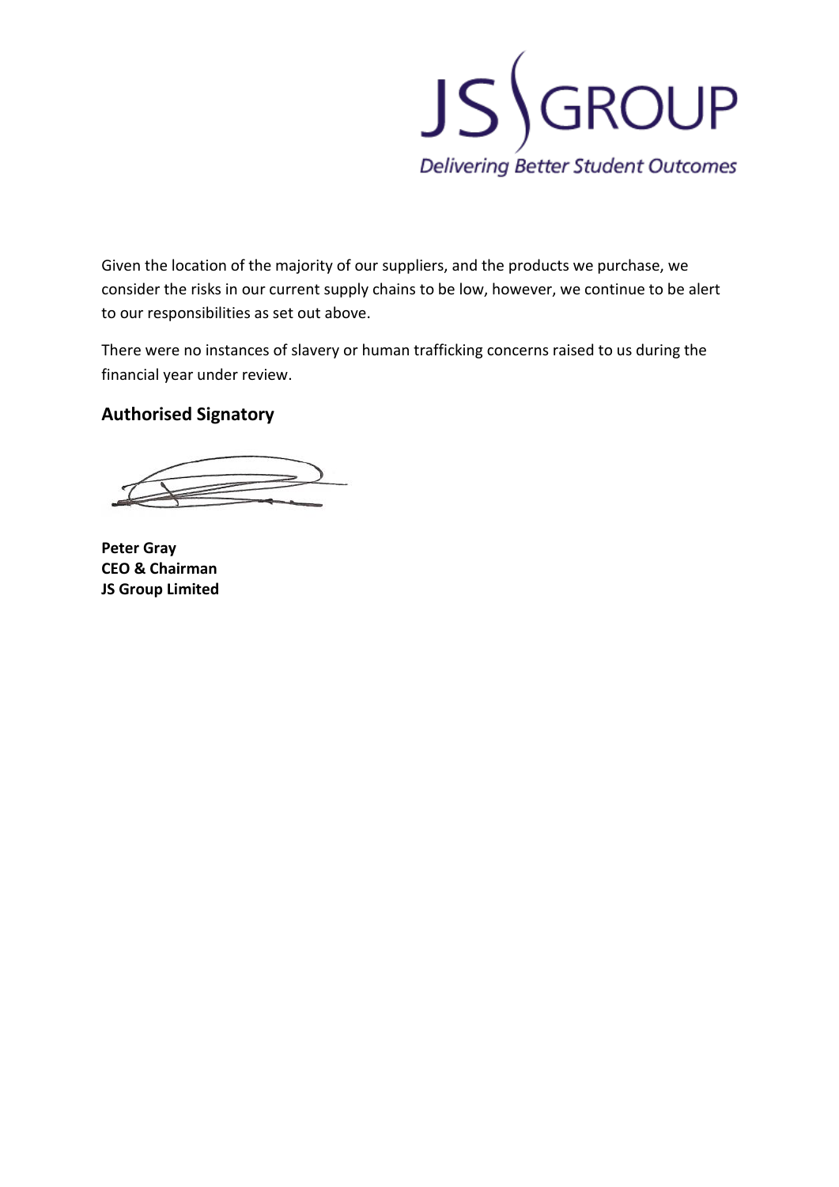Given the location of the majority of our suppliers, and the products we purchase, we consider the risks in our current supply chains to be low, however, we continue to be alert to our responsibilities as set out above.

There were no instances of slavery or human trafficking concerns raised to us during the financial year under review.

## Authorised Signatory

**Peter Gray**
**CEO & Chairman**
**JS Group Limited**